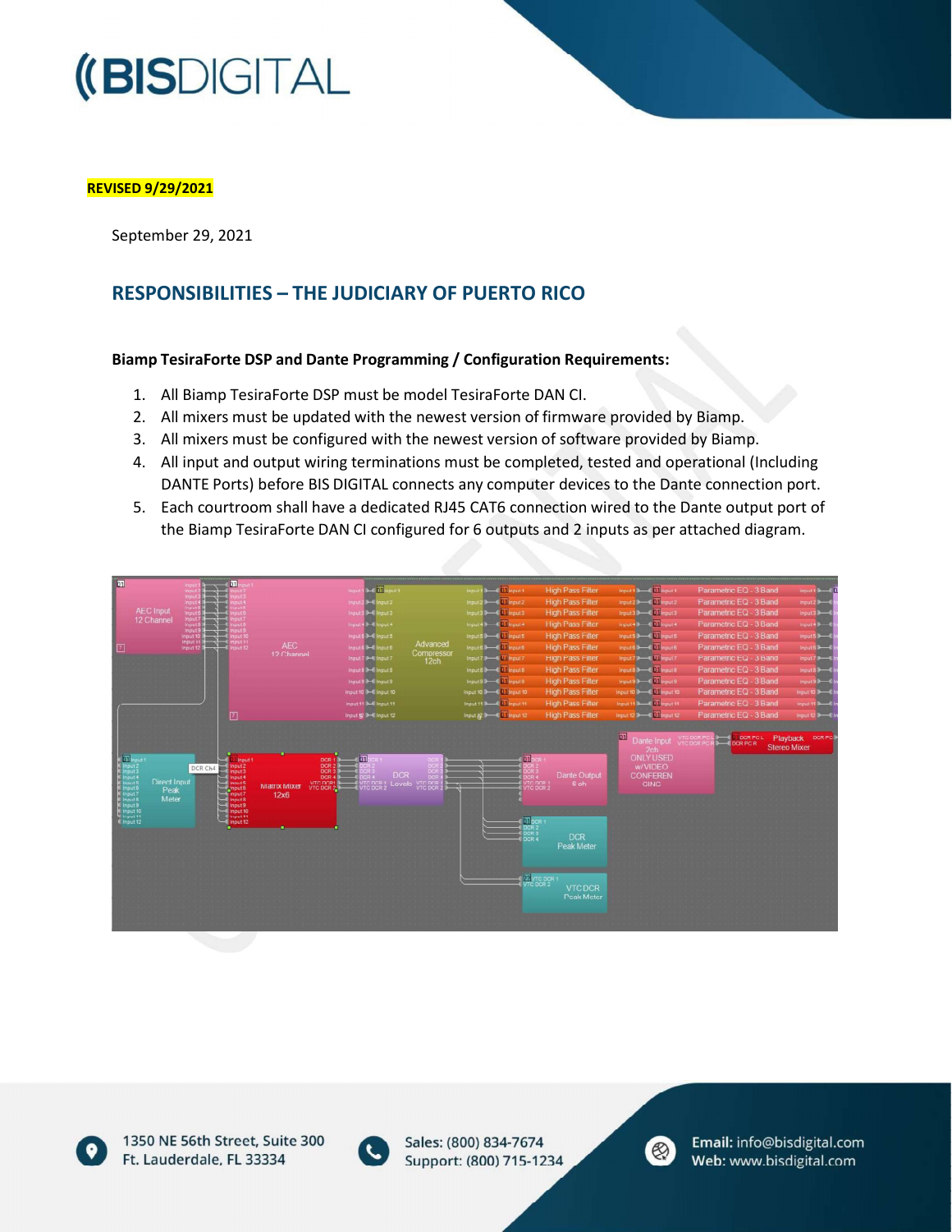**REVISED 9/29/2021**

September 29, 2021

## RESPONSIBILITIES – THE JUDICIARY OF PUERTO RICO

**Biamp TesiraForte DSP and Dante Programming / Configuration Requirements:**

1. All Biamp TesiraForte DSP must be model TesiraForte DAN CI.
2. All mixers must be updated with the newest version of firmware provided by Biamp.
3. All mixers must be configured with the newest version of software provided by Biamp.
4. All input and output wiring terminations must be completed, tested and operational (Including DANTE Ports) before BIS DIGITAL connects any computer devices to the Dante connection port.
5. Each courtroom shall have a dedicated RJ45 CAT6 connection wired to the Dante output port of the Biamp TesiraForte DAN CI configured for 6 outputs and 2 inputs as per attached diagram.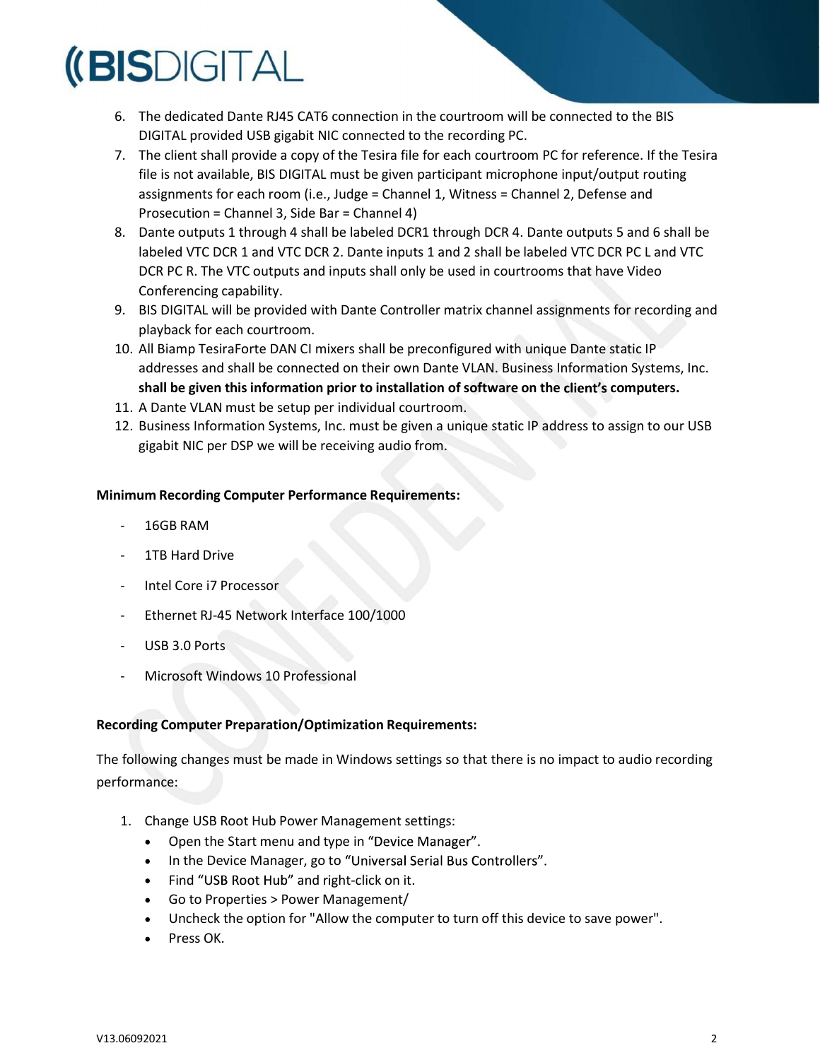6. The dedicated Dante RJ45 CAT6 connection in the courtroom will be connected to the BIS DIGITAL provided USB gigabit NIC connected to the recording PC.
7. The client shall provide a copy of the Tesira file for each courtroom PC for reference. If the Tesira file is not available, BIS DIGITAL must be given participant microphone input/output routing assignments for each room (i.e., Judge = Channel 1, Witness = Channel 2, Defense and Prosecution = Channel 3, Side Bar = Channel 4)
8. Dante outputs 1 through 4 shall be labeled DCR1 through DCR 4. Dante outputs 5 and 6 shall be labeled VTC DCR 1 and VTC DCR 2. Dante inputs 1 and 2 shall be labeled VTC DCR PC L and VTC DCR PC R. The VTC outputs and inputs shall only be used in courtrooms that have Video Conferencing capability.
9. BIS DIGITAL will be provided with Dante Controller matrix channel assignments for recording and playback for each courtroom.
10. All Biamp TesiraForte DAN CI mixers shall be preconfigured with unique Dante static IP addresses and shall be connected on their own Dante VLAN. Business Information Systems, Inc. **shall be given this information prior to installation of software on the client's computers.**
11. A Dante VLAN must be setup per individual courtroom.
12. Business Information Systems, Inc. must be given a unique static IP address to assign to our USB gigabit NIC per DSP we will be receiving audio from.

**Minimum Recording Computer Performance Requirements:**

- 16GB RAM
- 1TB Hard Drive
- Intel Core i7 Processor
- Ethernet RJ-45 Network Interface 100/1000
- USB 3.0 Ports
- Microsoft Windows 10 Professional

**Recording Computer Preparation/Optimization Requirements:**

The following changes must be made in Windows settings so that there is no impact to audio recording performance:

1. Change USB Root Hub Power Management settings:
   - Open the Start menu and type in "Device Manager".
   - In the Device Manager, go to "Universal Serial Bus Controllers".
   - Find "USB Root Hub" and right-click on it.
   - Go to Properties > Power Management/
   - Uncheck the option for "Allow the computer to turn off this device to save power".
   - Press OK.